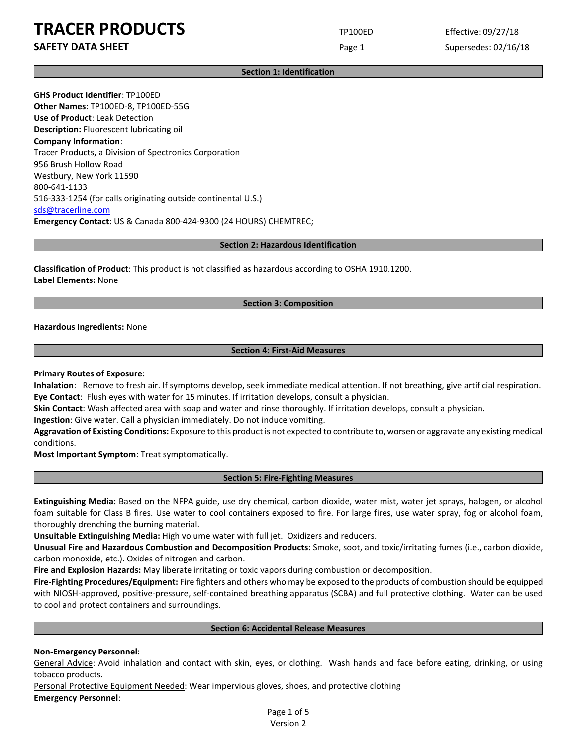# TRACER PRODUCTS

**SAFETY DATA SHEET**

TP100ED

Effective: 09/27/18

Supersedes: 02/16/18

## Section 1: Identification

**GHS Product Identifier**: TP100ED
**Other Names**: TP100ED-8, TP100ED-55G
**Use of Product**: Leak Detection
**Description:** Fluorescent lubricating oil
**Company Information**:
Tracer Products, a Division of Spectronics Corporation
956 Brush Hollow Road
Westbury, New York 11590
800-641-1133
516-333-1254 (for calls originating outside continental U.S.)
sds@tracerline.com
**Emergency Contact**: US & Canada 800-424-9300 (24 HOURS) CHEMTREC;

## Section 2: Hazardous Identification

**Classification of Product**: This product is not classified as hazardous according to OSHA 1910.1200.
**Label Elements:** None

## Section 3: Composition

**Hazardous Ingredients:** None

## Section 4: First-Aid Measures

**Primary Routes of Exposure:**
**Inhalation**: Remove to fresh air. If symptoms develop, seek immediate medical attention. If not breathing, give artificial respiration.
**Eye Contact**: Flush eyes with water for 15 minutes. If irritation develops, consult a physician.
**Skin Contact**: Wash affected area with soap and water and rinse thoroughly. If irritation develops, consult a physician.
**Ingestion**: Give water. Call a physician immediately. Do not induce vomiting.
**Aggravation of Existing Conditions:** Exposure to this product is not expected to contribute to, worsen or aggravate any existing medical conditions.
**Most Important Symptom**: Treat symptomatically.

## Section 5: Fire-Fighting Measures

**Extinguishing Media:** Based on the NFPA guide, use dry chemical, carbon dioxide, water mist, water jet sprays, halogen, or alcohol foam suitable for Class B fires. Use water to cool containers exposed to fire. For large fires, use water spray, fog or alcohol foam, thoroughly drenching the burning material.
**Unsuitable Extinguishing Media:** High volume water with full jet. Oxidizers and reducers.
**Unusual Fire and Hazardous Combustion and Decomposition Products:** Smoke, soot, and toxic/irritating fumes (i.e., carbon dioxide, carbon monoxide, etc.). Oxides of nitrogen and carbon.
**Fire and Explosion Hazards:** May liberate irritating or toxic vapors during combustion or decomposition.
**Fire-Fighting Procedures/Equipment:** Fire fighters and others who may be exposed to the products of combustion should be equipped with NIOSH-approved, positive-pressure, self-contained breathing apparatus (SCBA) and full protective clothing. Water can be used to cool and protect containers and surroundings.

## Section 6: Accidental Release Measures

**Non-Emergency Personnel**:
General Advice: Avoid inhalation and contact with skin, eyes, or clothing. Wash hands and face before eating, drinking, or using tobacco products.
Personal Protective Equipment Needed: Wear impervious gloves, shoes, and protective clothing
**Emergency Personnel**: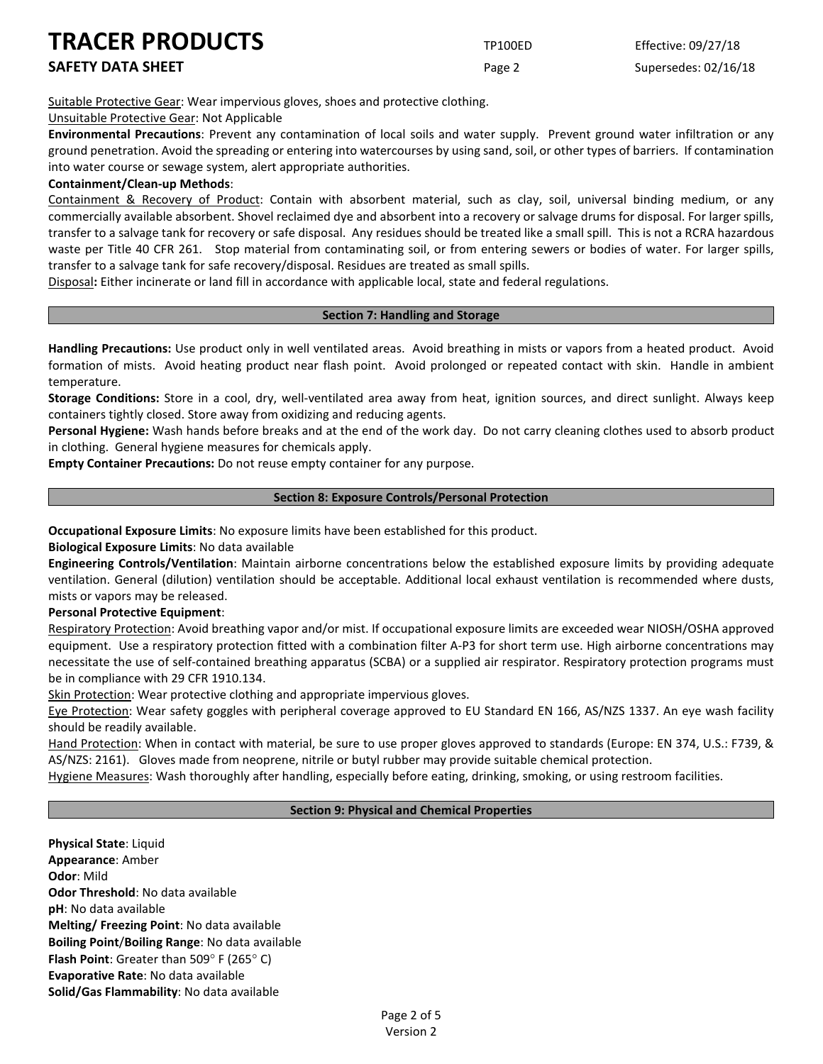Suitable Protective Gear: Wear impervious gloves, shoes and protective clothing.

Unsuitable Protective Gear: Not Applicable

**Environmental Precautions**: Prevent any contamination of local soils and water supply. Prevent ground water infiltration or any ground penetration. Avoid the spreading or entering into watercourses by using sand, soil, or other types of barriers. If contamination into water course or sewage system, alert appropriate authorities.

**Containment/Clean-up Methods**:

Containment & Recovery of Product: Contain with absorbent material, such as clay, soil, universal binding medium, or any commercially available absorbent. Shovel reclaimed dye and absorbent into a recovery or salvage drums for disposal. For larger spills, transfer to a salvage tank for recovery or safe disposal. Any residues should be treated like a small spill. This is not a RCRA hazardous waste per Title 40 CFR 261. Stop material from contaminating soil, or from entering sewers or bodies of water. For larger spills, transfer to a salvage tank for safe recovery/disposal. Residues are treated as small spills.

Disposal**:** Either incinerate or land fill in accordance with applicable local, state and federal regulations.

## Section 7: Handling and Storage

**Handling Precautions:** Use product only in well ventilated areas. Avoid breathing in mists or vapors from a heated product. Avoid formation of mists. Avoid heating product near flash point. Avoid prolonged or repeated contact with skin. Handle in ambient temperature.

**Storage Conditions:** Store in a cool, dry, well-ventilated area away from heat, ignition sources, and direct sunlight. Always keep containers tightly closed. Store away from oxidizing and reducing agents.

**Personal Hygiene:** Wash hands before breaks and at the end of the work day. Do not carry cleaning clothes used to absorb product in clothing. General hygiene measures for chemicals apply.

**Empty Container Precautions:** Do not reuse empty container for any purpose.

## Section 8: Exposure Controls/Personal Protection

**Occupational Exposure Limits**: No exposure limits have been established for this product.

**Biological Exposure Limits**: No data available

**Engineering Controls/Ventilation**: Maintain airborne concentrations below the established exposure limits by providing adequate ventilation. General (dilution) ventilation should be acceptable. Additional local exhaust ventilation is recommended where dusts, mists or vapors may be released.

**Personal Protective Equipment**:

Respiratory Protection: Avoid breathing vapor and/or mist. If occupational exposure limits are exceeded wear NIOSH/OSHA approved equipment. Use a respiratory protection fitted with a combination filter A-P3 for short term use. High airborne concentrations may necessitate the use of self-contained breathing apparatus (SCBA) or a supplied air respirator. Respiratory protection programs must be in compliance with 29 CFR 1910.134.

Skin Protection: Wear protective clothing and appropriate impervious gloves.

Eye Protection: Wear safety goggles with peripheral coverage approved to EU Standard EN 166, AS/NZS 1337. An eye wash facility should be readily available.

Hand Protection: When in contact with material, be sure to use proper gloves approved to standards (Europe: EN 374, U.S.: F739, & AS/NZS: 2161). Gloves made from neoprene, nitrile or butyl rubber may provide suitable chemical protection.

Hygiene Measures: Wash thoroughly after handling, especially before eating, drinking, smoking, or using restroom facilities.

## Section 9: Physical and Chemical Properties

**Physical State**: Liquid
**Appearance**: Amber
**Odor**: Mild
**Odor Threshold**: No data available
**pH**: No data available
**Melting/ Freezing Point**: No data available
**Boiling Point**/**Boiling Range**: No data available
**Flash Point**: Greater than 509° F (265° C)
**Evaporative Rate**: No data available
**Solid/Gas Flammability**: No data available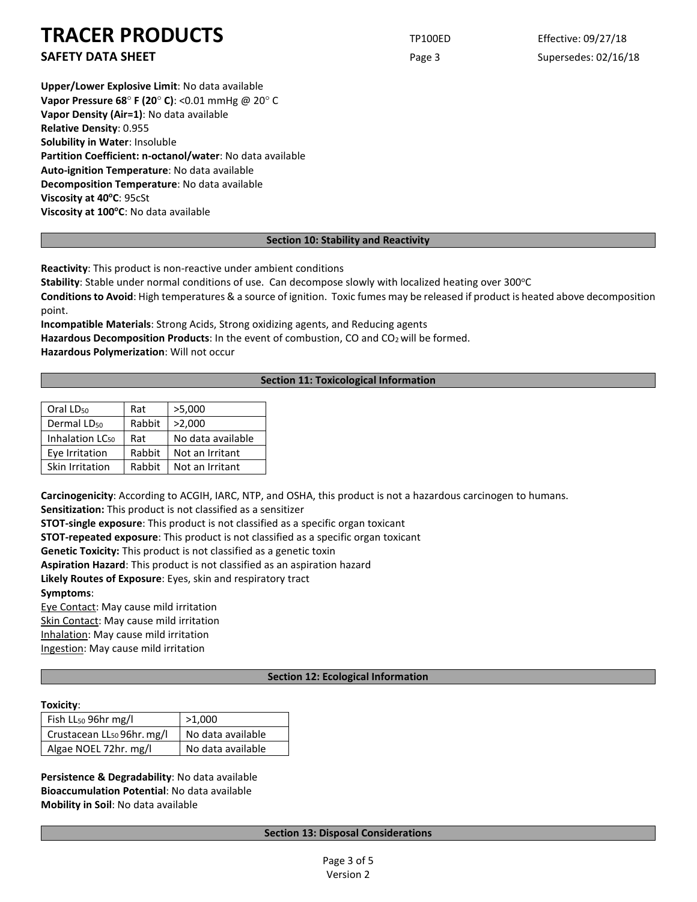**Upper/Lower Explosive Limit**: No data available
**Vapor Pressure 68° F (20° C)**: <0.01 mmHg @ 20° C
**Vapor Density (Air=1)**: No data available
**Relative Density**: 0.955
**Solubility in Water**: Insoluble
**Partition Coefficient: n-octanol/water**: No data available
**Auto-ignition Temperature**: No data available
**Decomposition Temperature**: No data available
**Viscosity at 40°C**: 95cSt
**Viscosity at 100°C**: No data available

## Section 10: Stability and Reactivity

**Reactivity**: This product is non-reactive under ambient conditions
**Stability**: Stable under normal conditions of use. Can decompose slowly with localized heating over 300°C
**Conditions to Avoid**: High temperatures & a source of ignition. Toxic fumes may be released if product is heated above decomposition point.
**Incompatible Materials**: Strong Acids, Strong oxidizing agents, and Reducing agents
**Hazardous Decomposition Products**: In the event of combustion, CO and $CO_2$ will be formed.
**Hazardous Polymerization**: Will not occur

## Section 11: Toxicological Information

| Oral $LD_{50}$ | Rat | >5,000 |
|---|---|---|
| Dermal $LD_{50}$ | Rabbit | >2,000 |
| Inhalation $LC_{50}$ | Rat | No data available |
| Eye Irritation | Rabbit | Not an Irritant |
| Skin Irritation | Rabbit | Not an Irritant |

**Carcinogenicity**: According to ACGIH, IARC, NTP, and OSHA, this product is not a hazardous carcinogen to humans.
**Sensitization:** This product is not classified as a sensitizer
**STOT-single exposure**: This product is not classified as a specific organ toxicant
**STOT-repeated exposure**: This product is not classified as a specific organ toxicant
**Genetic Toxicity:** This product is not classified as a genetic toxin
**Aspiration Hazard**: This product is not classified as an aspiration hazard
**Likely Routes of Exposure**: Eyes, skin and respiratory tract
**Symptoms**:
Eye Contact: May cause mild irritation
Skin Contact: May cause mild irritation
Inhalation: May cause mild irritation
Ingestion: May cause mild irritation

## Section 12: Ecological Information

**Toxicity**:

| Fish $LL_{50}$ 96hr mg/l | >1,000 |
|---|---|
| Crustacean $LL_{50}$ 96hr. mg/l | No data available |
| Algae NOEL 72hr. mg/l | No data available |

**Persistence & Degradability**: No data available
**Bioaccumulation Potential**: No data available
**Mobility in Soil**: No data available

## Section 13: Disposal Considerations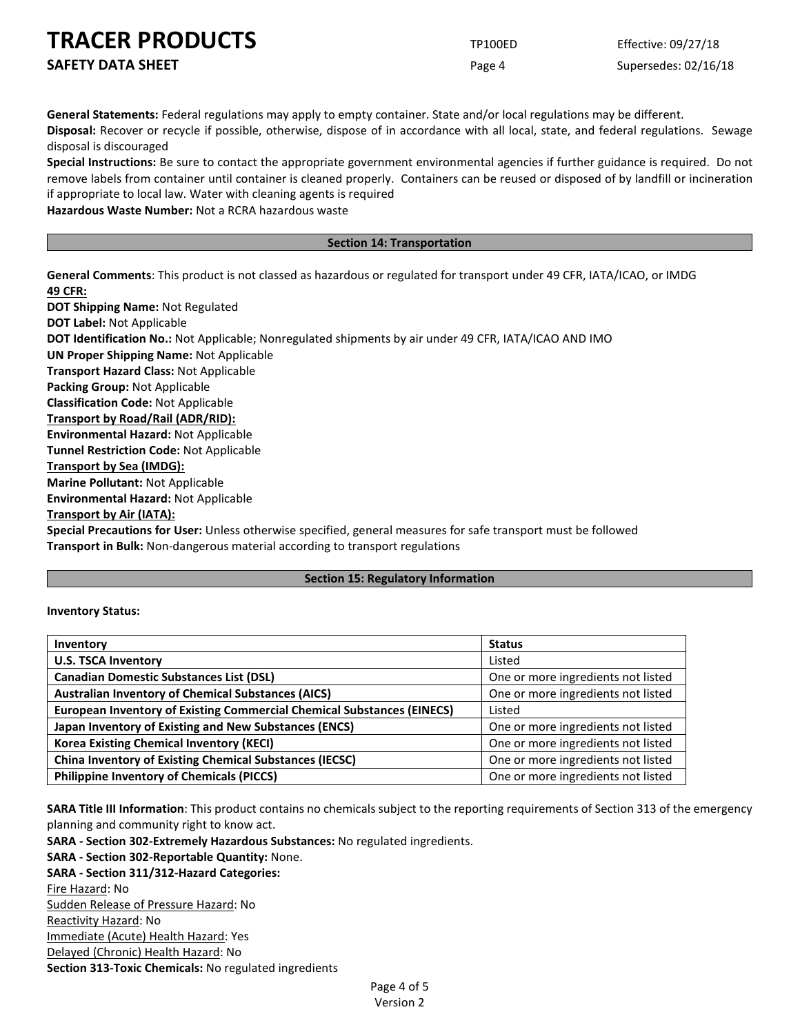**General Statements:** Federal regulations may apply to empty container. State and/or local regulations may be different.

**Disposal:** Recover or recycle if possible, otherwise, dispose of in accordance with all local, state, and federal regulations. Sewage disposal is discouraged

**Special Instructions:** Be sure to contact the appropriate government environmental agencies if further guidance is required. Do not remove labels from container until container is cleaned properly. Containers can be reused or disposed of by landfill or incineration if appropriate to local law. Water with cleaning agents is required

**Hazardous Waste Number:** Not a RCRA hazardous waste

## Section 14: Transportation

**General Comments**: This product is not classed as hazardous or regulated for transport under 49 CFR, IATA/ICAO, or IMDG

**49 CFR:**

**DOT Shipping Name:** Not Regulated

**DOT Label:** Not Applicable

**DOT Identification No.:** Not Applicable; Nonregulated shipments by air under 49 CFR, IATA/ICAO AND IMO

**UN Proper Shipping Name:** Not Applicable

**Transport Hazard Class:** Not Applicable

**Packing Group:** Not Applicable

**Classification Code:** Not Applicable

**Transport by Road/Rail (ADR/RID):**

**Environmental Hazard:** Not Applicable

**Tunnel Restriction Code:** Not Applicable

**Transport by Sea (IMDG):**

**Marine Pollutant:** Not Applicable

**Environmental Hazard:** Not Applicable

**Transport by Air (IATA):**

**Special Precautions for User:** Unless otherwise specified, general measures for safe transport must be followed

**Transport in Bulk:** Non-dangerous material according to transport regulations

## Section 15: Regulatory Information

**Inventory Status:**

| Inventory | Status |
|---|---|
| **U.S. TSCA Inventory** | Listed |
| **Canadian Domestic Substances List (DSL)** | One or more ingredients not listed |
| **Australian Inventory of Chemical Substances (AICS)** | One or more ingredients not listed |
| **European Inventory of Existing Commercial Chemical Substances (EINECS)** | Listed |
| **Japan Inventory of Existing and New Substances (ENCS)** | One or more ingredients not listed |
| **Korea Existing Chemical Inventory (KECI)** | One or more ingredients not listed |
| **China Inventory of Existing Chemical Substances (IECSC)** | One or more ingredients not listed |
| **Philippine Inventory of Chemicals (PICCS)** | One or more ingredients not listed |

**SARA Title III Information**: This product contains no chemicals subject to the reporting requirements of Section 313 of the emergency planning and community right to know act.

**SARA - Section 302-Extremely Hazardous Substances:** No regulated ingredients.

**SARA - Section 302-Reportable Quantity:** None.

**SARA - Section 311/312-Hazard Categories:**

Fire Hazard: No

Sudden Release of Pressure Hazard: No

Reactivity Hazard: No

Immediate (Acute) Health Hazard: Yes

Delayed (Chronic) Health Hazard: No

**Section 313-Toxic Chemicals:** No regulated ingredients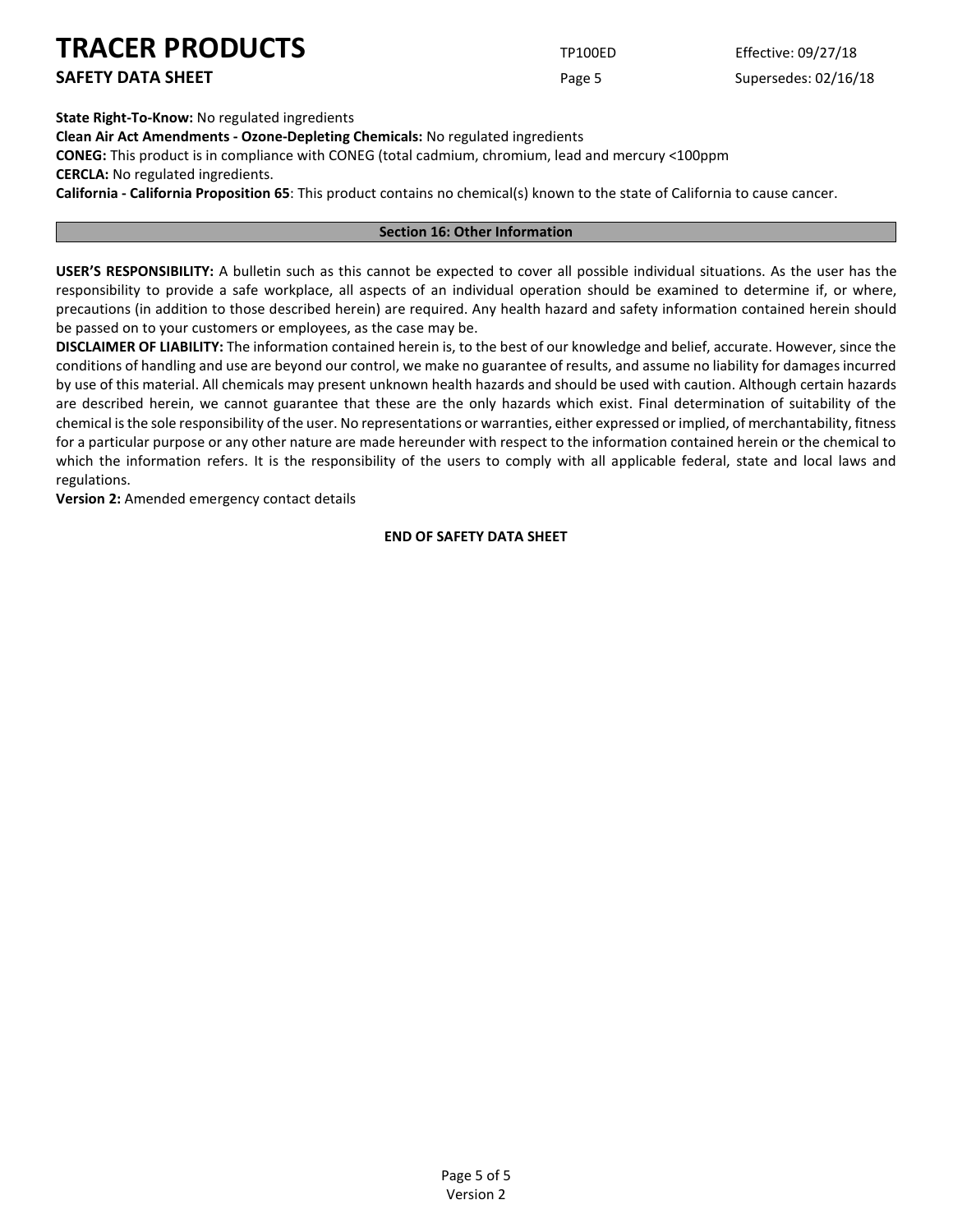**State Right-To-Know:** No regulated ingredients
**Clean Air Act Amendments - Ozone-Depleting Chemicals:** No regulated ingredients
**CONEG:** This product is in compliance with CONEG (total cadmium, chromium, lead and mercury <100ppm
**CERCLA:** No regulated ingredients.
**California - California Proposition 65**: This product contains no chemical(s) known to the state of California to cause cancer.

## Section 16: Other Information

**USER'S RESPONSIBILITY:** A bulletin such as this cannot be expected to cover all possible individual situations. As the user has the responsibility to provide a safe workplace, all aspects of an individual operation should be examined to determine if, or where, precautions (in addition to those described herein) are required. Any health hazard and safety information contained herein should be passed on to your customers or employees, as the case may be.
**DISCLAIMER OF LIABILITY:** The information contained herein is, to the best of our knowledge and belief, accurate. However, since the conditions of handling and use are beyond our control, we make no guarantee of results, and assume no liability for damages incurred by use of this material. All chemicals may present unknown health hazards and should be used with caution. Although certain hazards are described herein, we cannot guarantee that these are the only hazards which exist. Final determination of suitability of the chemical is the sole responsibility of the user. No representations or warranties, either expressed or implied, of merchantability, fitness for a particular purpose or any other nature are made hereunder with respect to the information contained herein or the chemical to which the information refers. It is the responsibility of the users to comply with all applicable federal, state and local laws and regulations.
**Version 2:** Amended emergency contact details

**END OF SAFETY DATA SHEET**